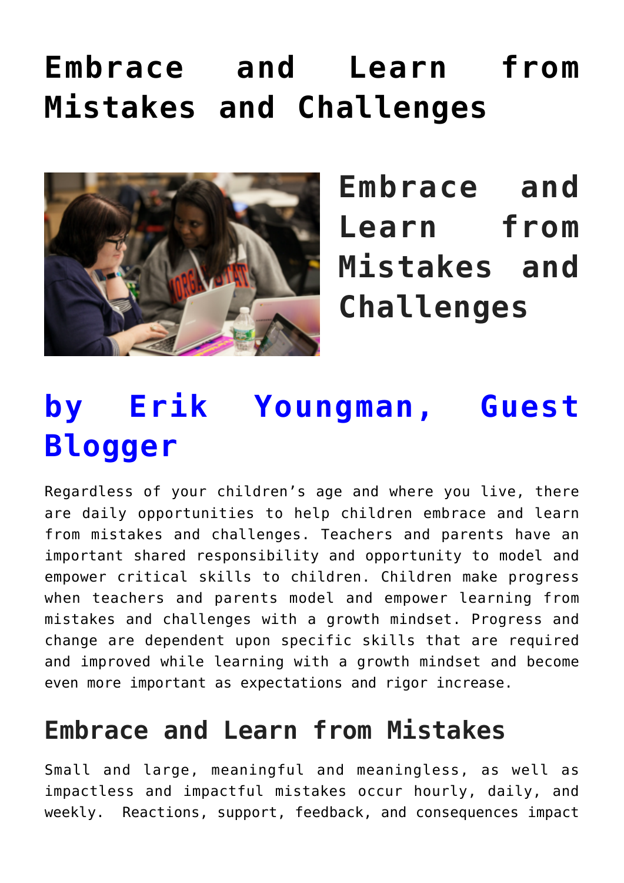# Embrace and Learn from Mistakes and Challenges

## Embrace and Learn from Mistakes and Challenges

# by Erik Youngman, Guest Blogger

Regardless of your children's age and where you live, there are daily opportunities to help children embrace and learn from mistakes and challenges. Teachers and parents have an important shared responsibility and opportunity to model and empower critical skills to children. Children make progress when teachers and parents model and empower learning from mistakes and challenges with a growth mindset. Progress and change are dependent upon specific skills that are required and improved while learning with a growth mindset and become even more important as expectations and rigor increase.

## Embrace and Learn from Mistakes

Small and large, meaningful and meaningless, as well as impactless and impactful mistakes occur hourly, daily, and weekly. Reactions, support, feedback, and consequences impact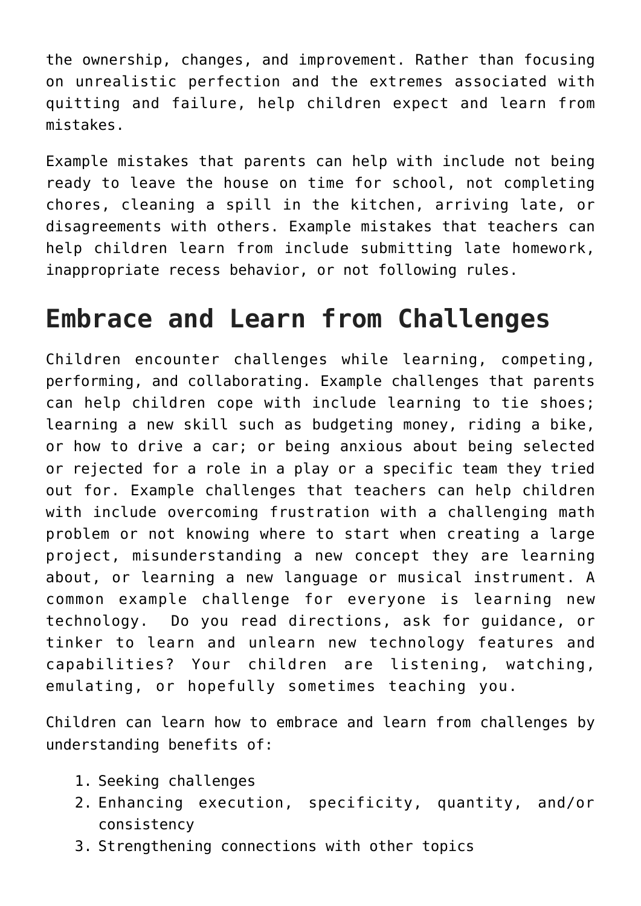the ownership, changes, and improvement. Rather than focusing on unrealistic perfection and the extremes associated with quitting and failure, help children expect and learn from mistakes.

Example mistakes that parents can help with include not being ready to leave the house on time for school, not completing chores, cleaning a spill in the kitchen, arriving late, or disagreements with others. Example mistakes that teachers can help children learn from include submitting late homework, inappropriate recess behavior, or not following rules.

## Embrace and Learn from Challenges

Children encounter challenges while learning, competing, performing, and collaborating. Example challenges that parents can help children cope with include learning to tie shoes; learning a new skill such as budgeting money, riding a bike, or how to drive a car; or being anxious about being selected or rejected for a role in a play or a specific team they tried out for. Example challenges that teachers can help children with include overcoming frustration with a challenging math problem or not knowing where to start when creating a large project, misunderstanding a new concept they are learning about, or learning a new language or musical instrument. A common example challenge for everyone is learning new technology. Do you read directions, ask for guidance, or tinker to learn and unlearn new technology features and capabilities? Your children are listening, watching, emulating, or hopefully sometimes teaching you.

Children can learn how to embrace and learn from challenges by understanding benefits of:

1. Seeking challenges
2. Enhancing execution, specificity, quantity, and/or consistency
3. Strengthening connections with other topics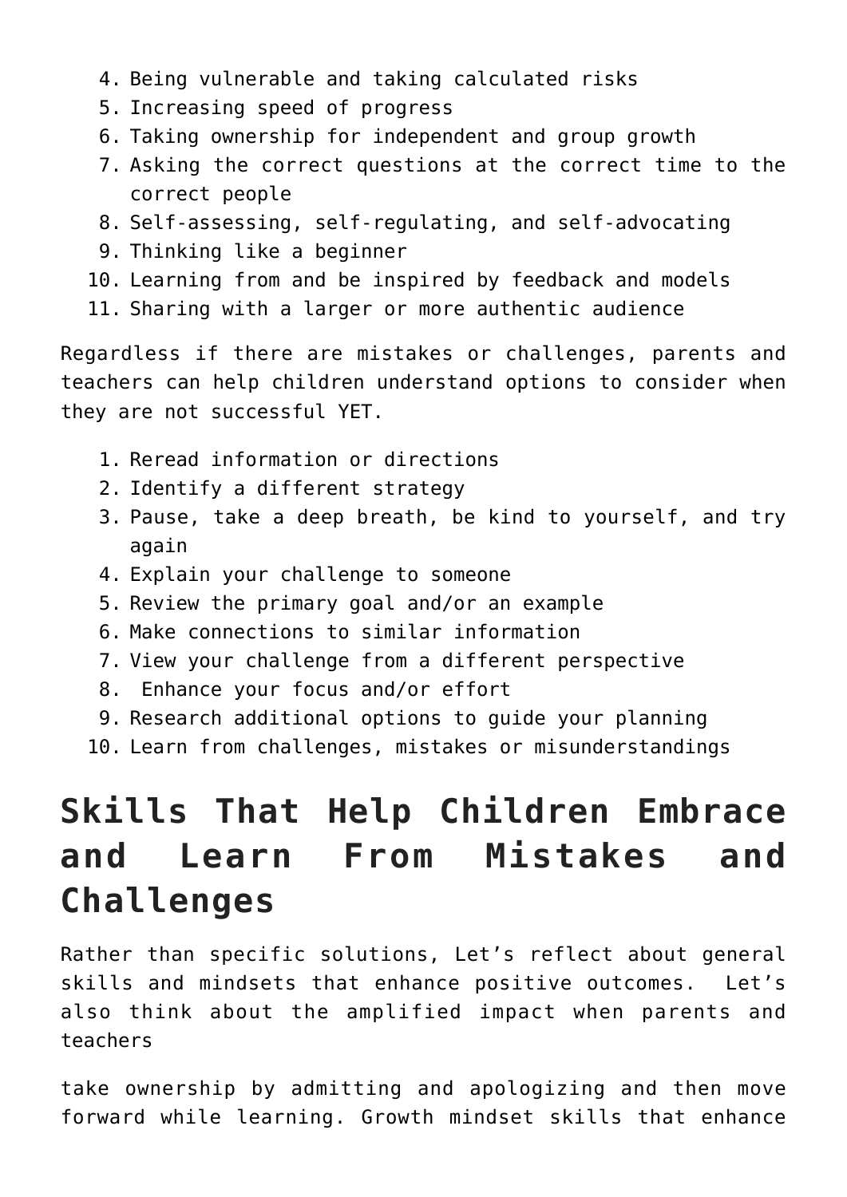4. Being vulnerable and taking calculated risks
5. Increasing speed of progress
6. Taking ownership for independent and group growth
7. Asking the correct questions at the correct time to the correct people
8. Self-assessing, self-regulating, and self-advocating
9. Thinking like a beginner
10. Learning from and be inspired by feedback and models
11. Sharing with a larger or more authentic audience

Regardless if there are mistakes or challenges, parents and teachers can help children understand options to consider when they are not successful YET.

1. Reread information or directions
2. Identify a different strategy
3. Pause, take a deep breath, be kind to yourself, and try again
4. Explain your challenge to someone
5. Review the primary goal and/or an example
6. Make connections to similar information
7. View your challenge from a different perspective
8. Enhance your focus and/or effort
9. Research additional options to guide your planning
10. Learn from challenges, mistakes or misunderstandings

# Skills That Help Children Embrace and Learn From Mistakes and Challenges

Rather than specific solutions, Let's reflect about general skills and mindsets that enhance positive outcomes. Let's also think about the amplified impact when parents and teachers

take ownership by admitting and apologizing and then move forward while learning. Growth mindset skills that enhance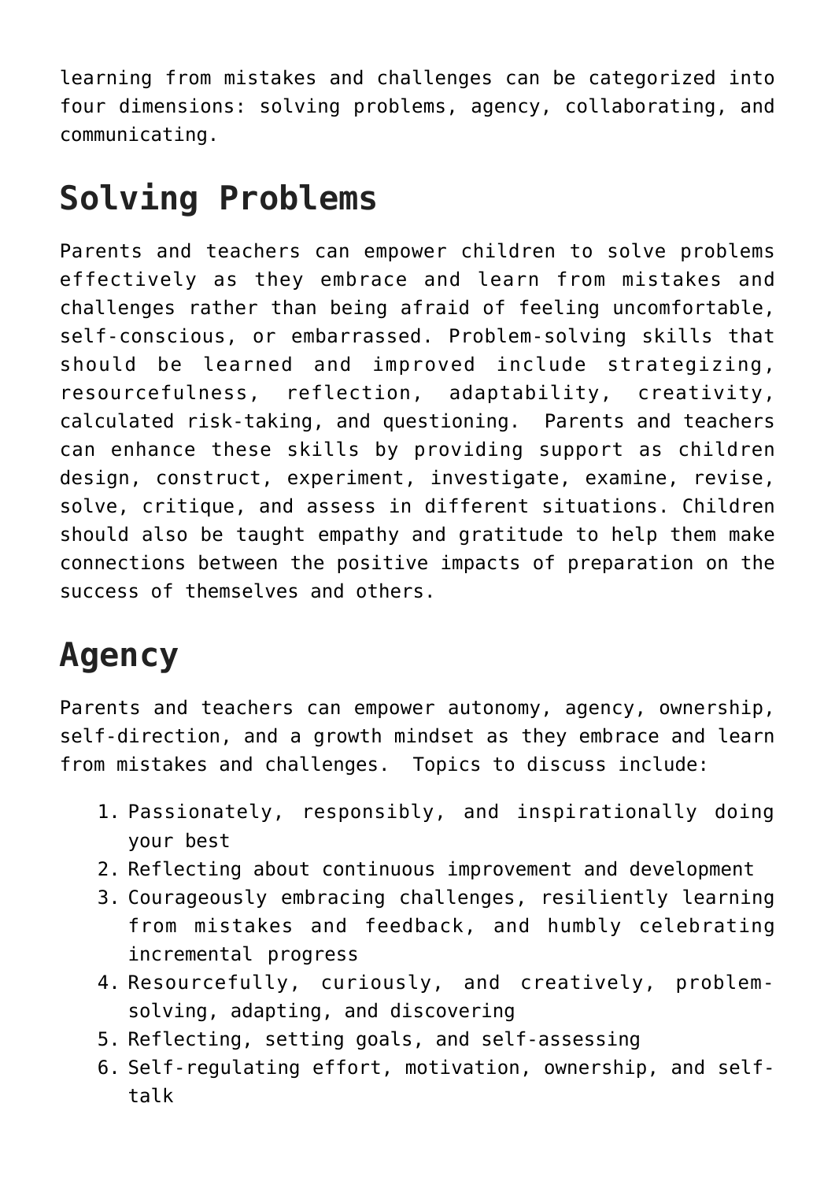learning from mistakes and challenges can be categorized into four dimensions: solving problems, agency, collaborating, and communicating.

## Solving Problems

Parents and teachers can empower children to solve problems effectively as they embrace and learn from mistakes and challenges rather than being afraid of feeling uncomfortable, self-conscious, or embarrassed. Problem-solving skills that should be learned and improved include strategizing, resourcefulness, reflection, adaptability, creativity, calculated risk-taking, and questioning. Parents and teachers can enhance these skills by providing support as children design, construct, experiment, investigate, examine, revise, solve, critique, and assess in different situations. Children should also be taught empathy and gratitude to help them make connections between the positive impacts of preparation on the success of themselves and others.

## Agency

Parents and teachers can empower autonomy, agency, ownership, self-direction, and a growth mindset as they embrace and learn from mistakes and challenges. Topics to discuss include:

1. Passionately, responsibly, and inspirationally doing your best
2. Reflecting about continuous improvement and development
3. Courageously embracing challenges, resiliently learning from mistakes and feedback, and humbly celebrating incremental progress
4. Resourcefully, curiously, and creatively, problem-solving, adapting, and discovering
5. Reflecting, setting goals, and self-assessing
6. Self-regulating effort, motivation, ownership, and self-talk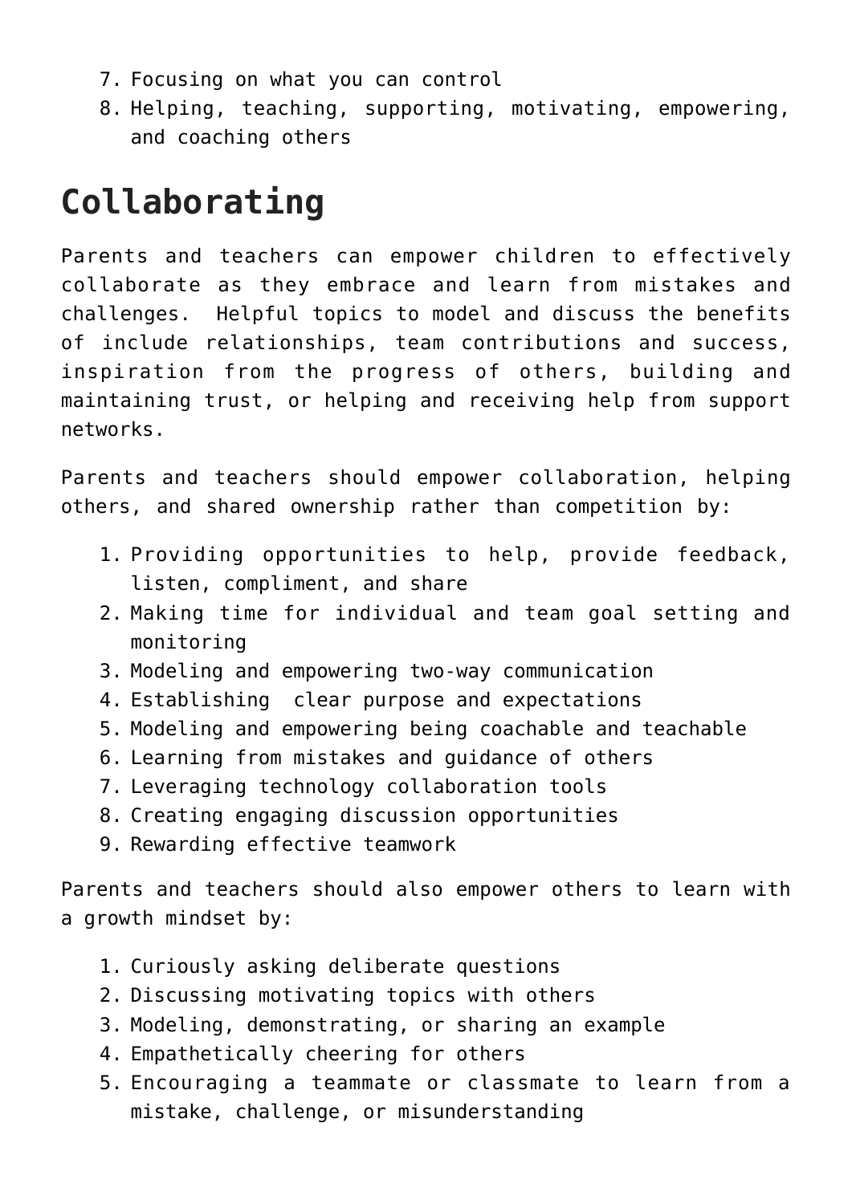7. Focusing on what you can control
8. Helping, teaching, supporting, motivating, empowering, and coaching others

## Collaborating

Parents and teachers can empower children to effectively collaborate as they embrace and learn from mistakes and challenges.  Helpful topics to model and discuss the benefits of include relationships, team contributions and success, inspiration from the progress of others, building and maintaining trust, or helping and receiving help from support networks.

Parents and teachers should empower collaboration, helping others, and shared ownership rather than competition by:

1. Providing opportunities to help, provide feedback, listen, compliment, and share
2. Making time for individual and team goal setting and monitoring
3. Modeling and empowering two-way communication
4. Establishing  clear purpose and expectations
5. Modeling and empowering being coachable and teachable
6. Learning from mistakes and guidance of others
7. Leveraging technology collaboration tools
8. Creating engaging discussion opportunities
9. Rewarding effective teamwork

Parents and teachers should also empower others to learn with a growth mindset by:

1. Curiously asking deliberate questions
2. Discussing motivating topics with others
3. Modeling, demonstrating, or sharing an example
4. Empathetically cheering for others
5. Encouraging a teammate or classmate to learn from a mistake, challenge, or misunderstanding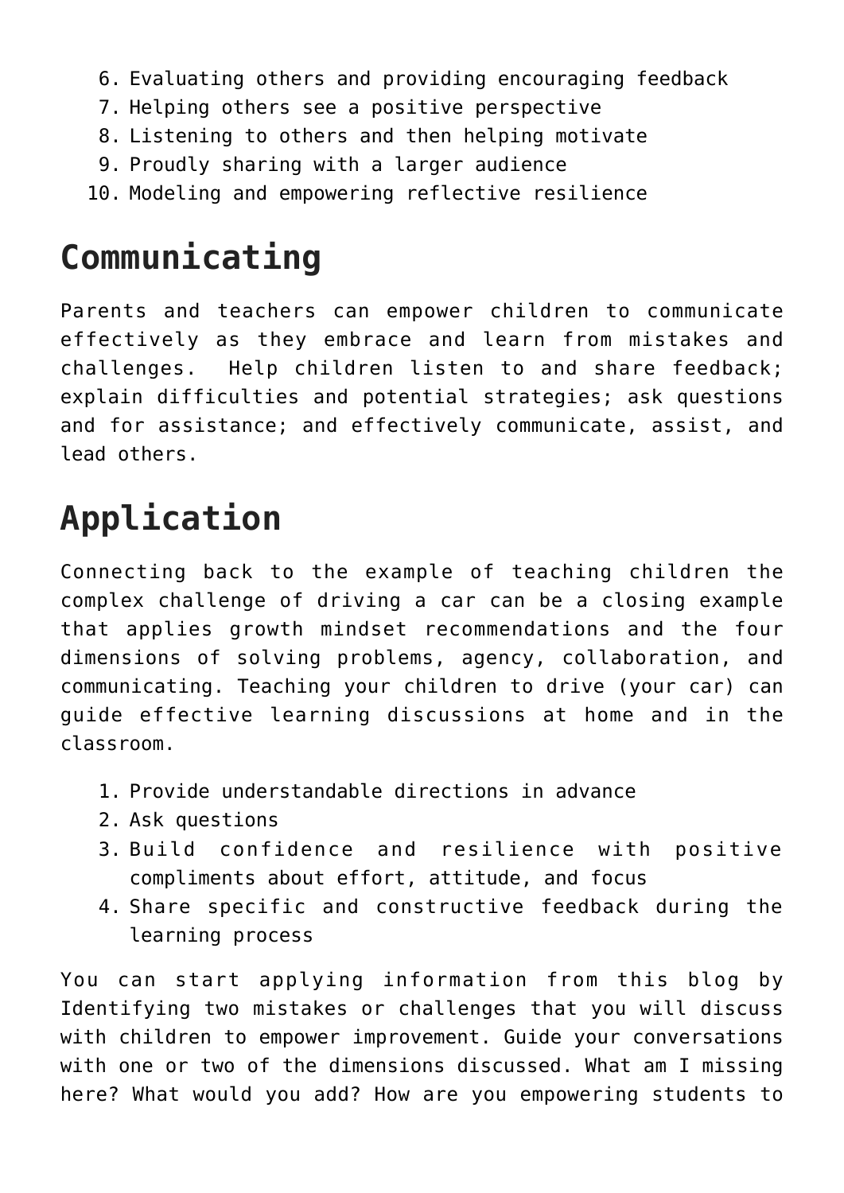6. Evaluating others and providing encouraging feedback
7. Helping others see a positive perspective
8. Listening to others and then helping motivate
9. Proudly sharing with a larger audience
10. Modeling and empowering reflective resilience

## Communicating

Parents and teachers can empower children to communicate effectively as they embrace and learn from mistakes and challenges. Help children listen to and share feedback; explain difficulties and potential strategies; ask questions and for assistance; and effectively communicate, assist, and lead others.

## Application

Connecting back to the example of teaching children the complex challenge of driving a car can be a closing example that applies growth mindset recommendations and the four dimensions of solving problems, agency, collaboration, and communicating. Teaching your children to drive (your car) can guide effective learning discussions at home and in the classroom.

1. Provide understandable directions in advance
2. Ask questions
3. Build confidence and resilience with positive compliments about effort, attitude, and focus
4. Share specific and constructive feedback during the learning process

You can start applying information from this blog by Identifying two mistakes or challenges that you will discuss with children to empower improvement. Guide your conversations with one or two of the dimensions discussed. What am I missing here? What would you add? How are you empowering students to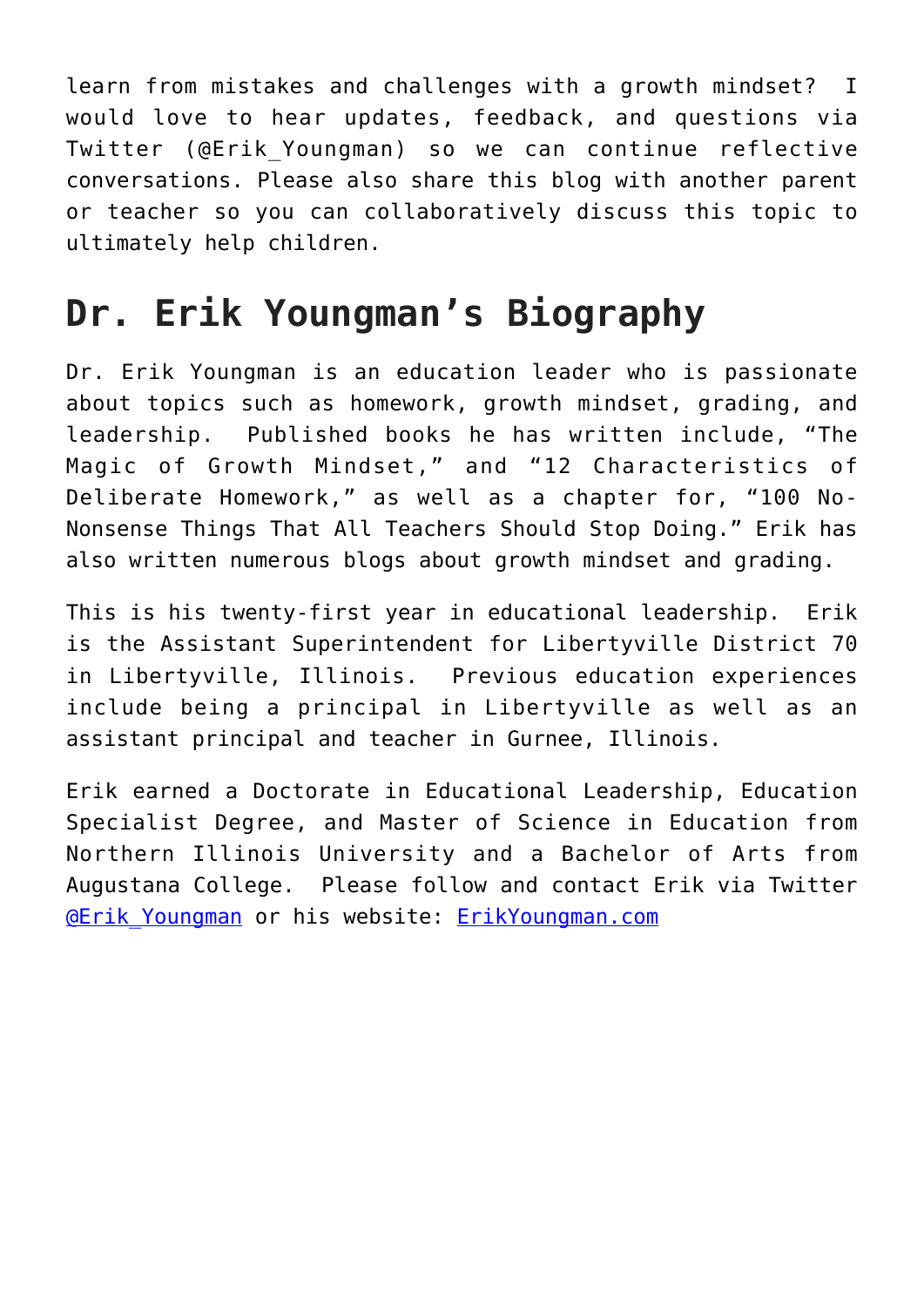learn from mistakes and challenges with a growth mindset? I would love to hear updates, feedback, and questions via Twitter (@Erik_Youngman) so we can continue reflective conversations. Please also share this blog with another parent or teacher so you can collaboratively discuss this topic to ultimately help children.

## Dr. Erik Youngman's Biography

Dr. Erik Youngman is an education leader who is passionate about topics such as homework, growth mindset, grading, and leadership. Published books he has written include, "The Magic of Growth Mindset," and "12 Characteristics of Deliberate Homework," as well as a chapter for, "100 No-Nonsense Things That All Teachers Should Stop Doing." Erik has also written numerous blogs about growth mindset and grading.

This is his twenty-first year in educational leadership. Erik is the Assistant Superintendent for Libertyville District 70 in Libertyville, Illinois. Previous education experiences include being a principal in Libertyville as well as an assistant principal and teacher in Gurnee, Illinois.

Erik earned a Doctorate in Educational Leadership, Education Specialist Degree, and Master of Science in Education from Northern Illinois University and a Bachelor of Arts from Augustana College. Please follow and contact Erik via Twitter [@Erik_Youngman]() or his website: [ErikYoungman.com]()